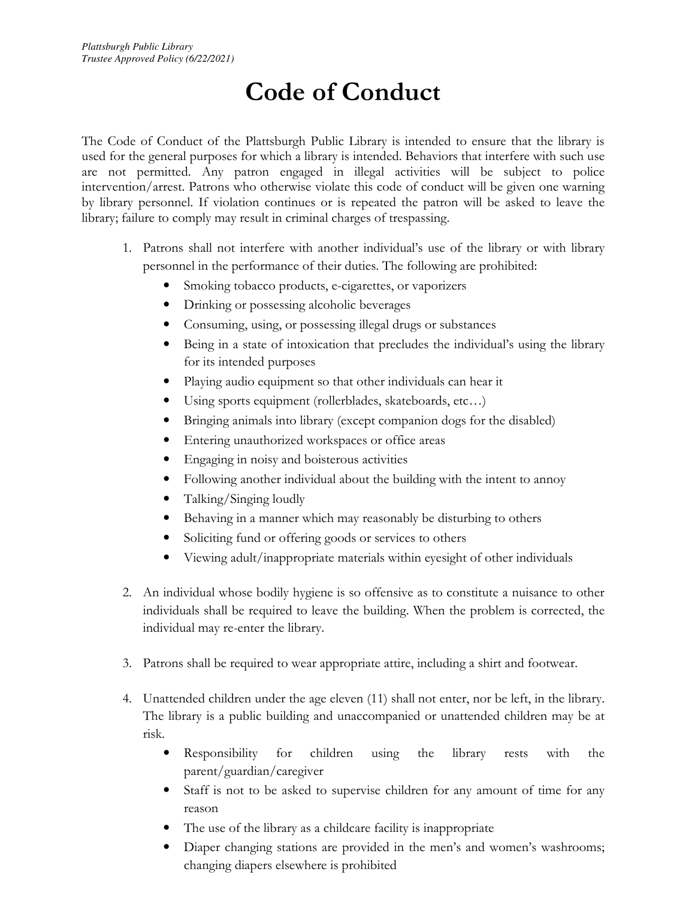*Plattsburgh Public Library*
*Trustee Approved Policy (6/22/2021)*

# Code of Conduct

The Code of Conduct of the Plattsburgh Public Library is intended to ensure that the library is used for the general purposes for which a library is intended. Behaviors that interfere with such use are not permitted. Any patron engaged in illegal activities will be subject to police intervention/arrest. Patrons who otherwise violate this code of conduct will be given one warning by library personnel. If violation continues or is repeated the patron will be asked to leave the library; failure to comply may result in criminal charges of trespassing.

1. Patrons shall not interfere with another individual's use of the library or with library personnel in the performance of their duties. The following are prohibited:
   - Smoking tobacco products, e-cigarettes, or vaporizers
   - Drinking or possessing alcoholic beverages
   - Consuming, using, or possessing illegal drugs or substances
   - Being in a state of intoxication that precludes the individual's using the library for its intended purposes
   - Playing audio equipment so that other individuals can hear it
   - Using sports equipment (rollerblades, skateboards, etc…)
   - Bringing animals into library (except companion dogs for the disabled)
   - Entering unauthorized workspaces or office areas
   - Engaging in noisy and boisterous activities
   - Following another individual about the building with the intent to annoy
   - Talking/Singing loudly
   - Behaving in a manner which may reasonably be disturbing to others
   - Soliciting fund or offering goods or services to others
   - Viewing adult/inappropriate materials within eyesight of other individuals

2. An individual whose bodily hygiene is so offensive as to constitute a nuisance to other individuals shall be required to leave the building. When the problem is corrected, the individual may re-enter the library.

3. Patrons shall be required to wear appropriate attire, including a shirt and footwear.

4. Unattended children under the age eleven (11) shall not enter, nor be left, in the library. The library is a public building and unaccompanied or unattended children may be at risk.
   - Responsibility for children using the library rests with the parent/guardian/caregiver
   - Staff is not to be asked to supervise children for any amount of time for any reason
   - The use of the library as a childcare facility is inappropriate
   - Diaper changing stations are provided in the men's and women's washrooms; changing diapers elsewhere is prohibited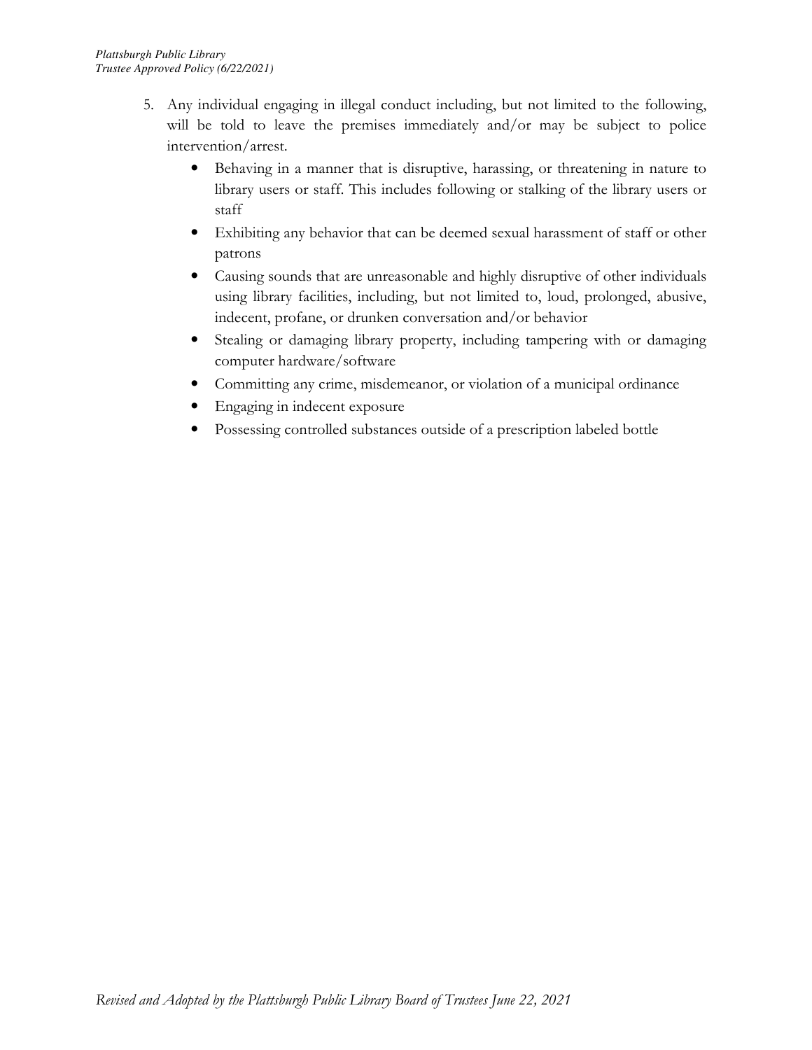5. Any individual engaging in illegal conduct including, but not limited to the following, will be told to leave the premises immediately and/or may be subject to police intervention/arrest.
   - Behaving in a manner that is disruptive, harassing, or threatening in nature to library users or staff. This includes following or stalking of the library users or staff
   - Exhibiting any behavior that can be deemed sexual harassment of staff or other patrons
   - Causing sounds that are unreasonable and highly disruptive of other individuals using library facilities, including, but not limited to, loud, prolonged, abusive, indecent, profane, or drunken conversation and/or behavior
   - Stealing or damaging library property, including tampering with or damaging computer hardware/software
   - Committing any crime, misdemeanor, or violation of a municipal ordinance
   - Engaging in indecent exposure
   - Possessing controlled substances outside of a prescription labeled bottle